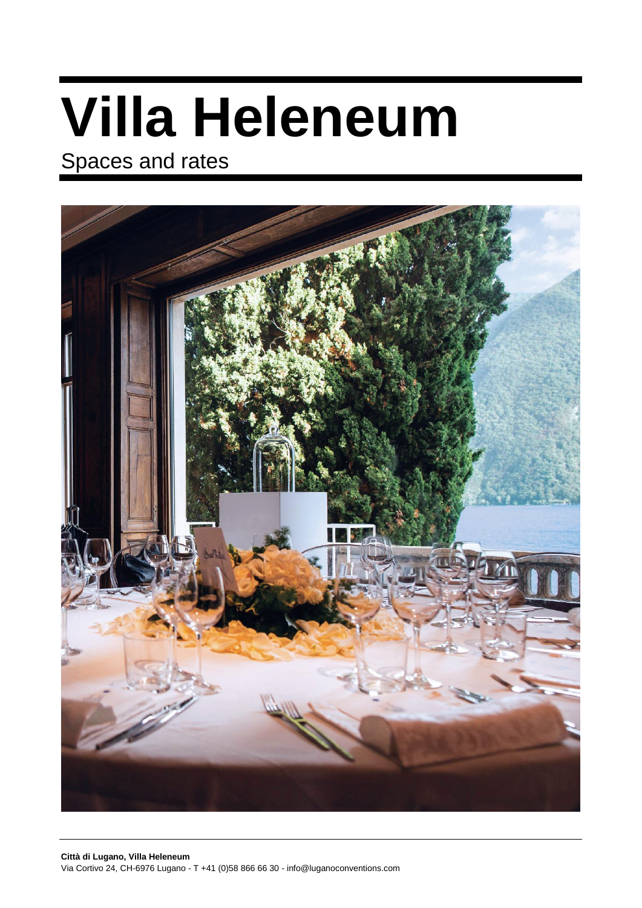# Villa Heleneum

Spaces and rates

**Città di Lugano, Villa Heleneum**
Via Cortivo 24, CH-6976 Lugano - T +41 (0)58 866 66 30 - info@luganoconventions.com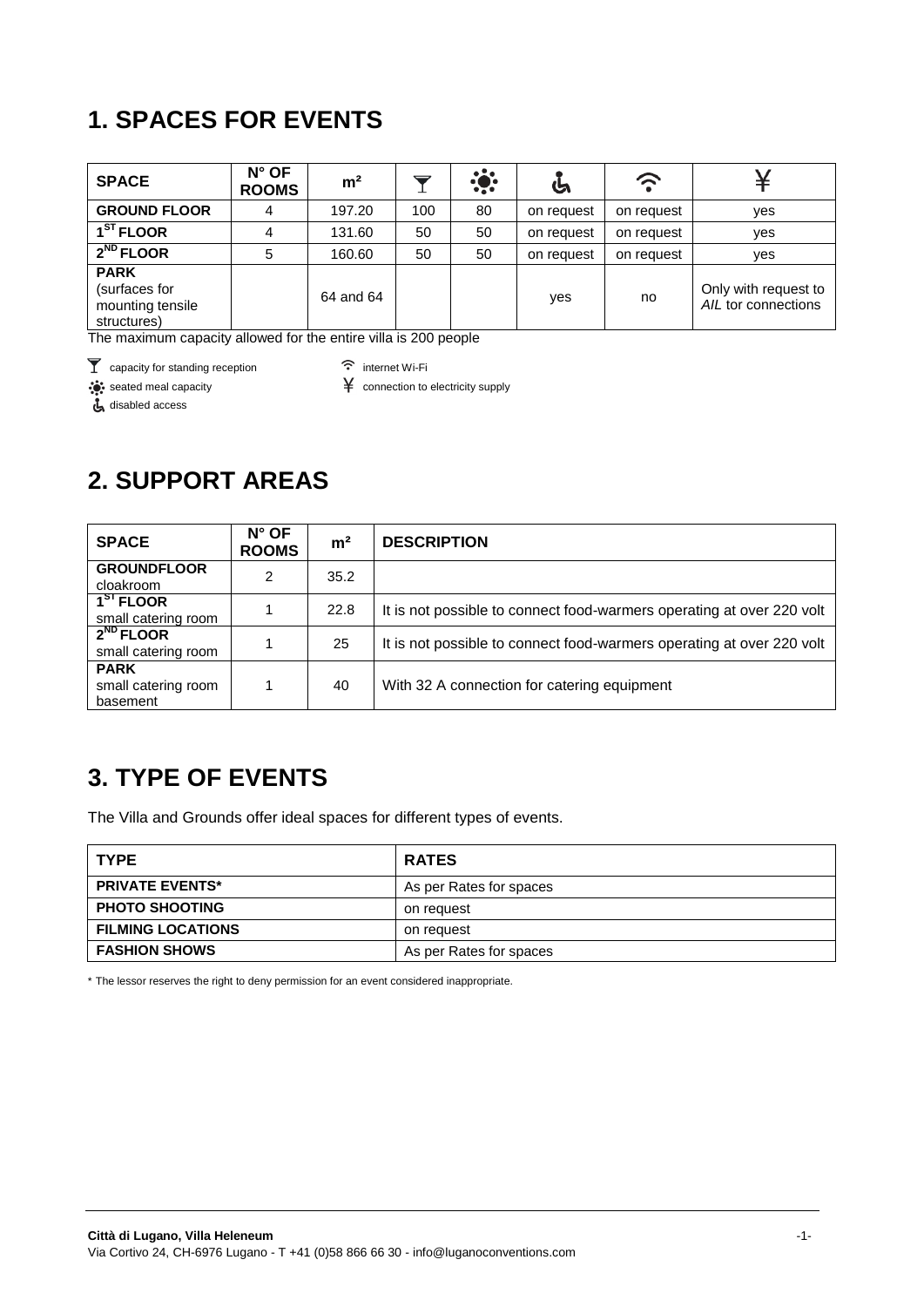# 1. SPACES FOR EVENTS

| SPACE | N° OF ROOMS | m² | 🍸 | seated | ♿ | Wi-Fi | ¥ |
|---|---|---|---|---|---|---|---|
| **GROUND FLOOR** | 4 | 197.20 | 100 | 80 | on request | on request | yes |
| **1ST FLOOR** | 4 | 131.60 | 50 | 50 | on request | on request | yes |
| **2ND FLOOR** | 5 | 160.60 | 50 | 50 | on request | on request | yes |
| **PARK** (surfaces for mounting tensile structures) | | 64 and 64 | | | yes | no | Only with request to *AIL* tor connections |

The maximum capacity allowed for the entire villa is 200 people

🍸 capacity for standing reception
seated meal capacity
♿ disabled access
Wi-Fi internet Wi-Fi
¥ connection to electricity supply

# 2. SUPPORT AREAS

| SPACE | N° OF ROOMS | m² | DESCRIPTION |
|---|---|---|---|
| **GROUNDFLOOR** cloakroom | 2 | 35.2 | |
| **1ST FLOOR** small catering room | 1 | 22.8 | It is not possible to connect food-warmers operating at over 220 volt |
| **2ND FLOOR** small catering room | 1 | 25 | It is not possible to connect food-warmers operating at over 220 volt |
| **PARK** small catering room basement | 1 | 40 | With 32 A connection for catering equipment |

# 3. TYPE OF EVENTS

The Villa and Grounds offer ideal spaces for different types of events.

| TYPE | RATES |
|---|---|
| **PRIVATE EVENTS*** | As per Rates for spaces |
| **PHOTO SHOOTING** | on request |
| **FILMING LOCATIONS** | on request |
| **FASHION SHOWS** | As per Rates for spaces |

* The lessor reserves the right to deny permission for an event considered inappropriate.

**Città di Lugano, Villa Heleneum**
Via Cortivo 24, CH-6976 Lugano - T +41 (0)58 866 66 30 - info@luganoconventions.com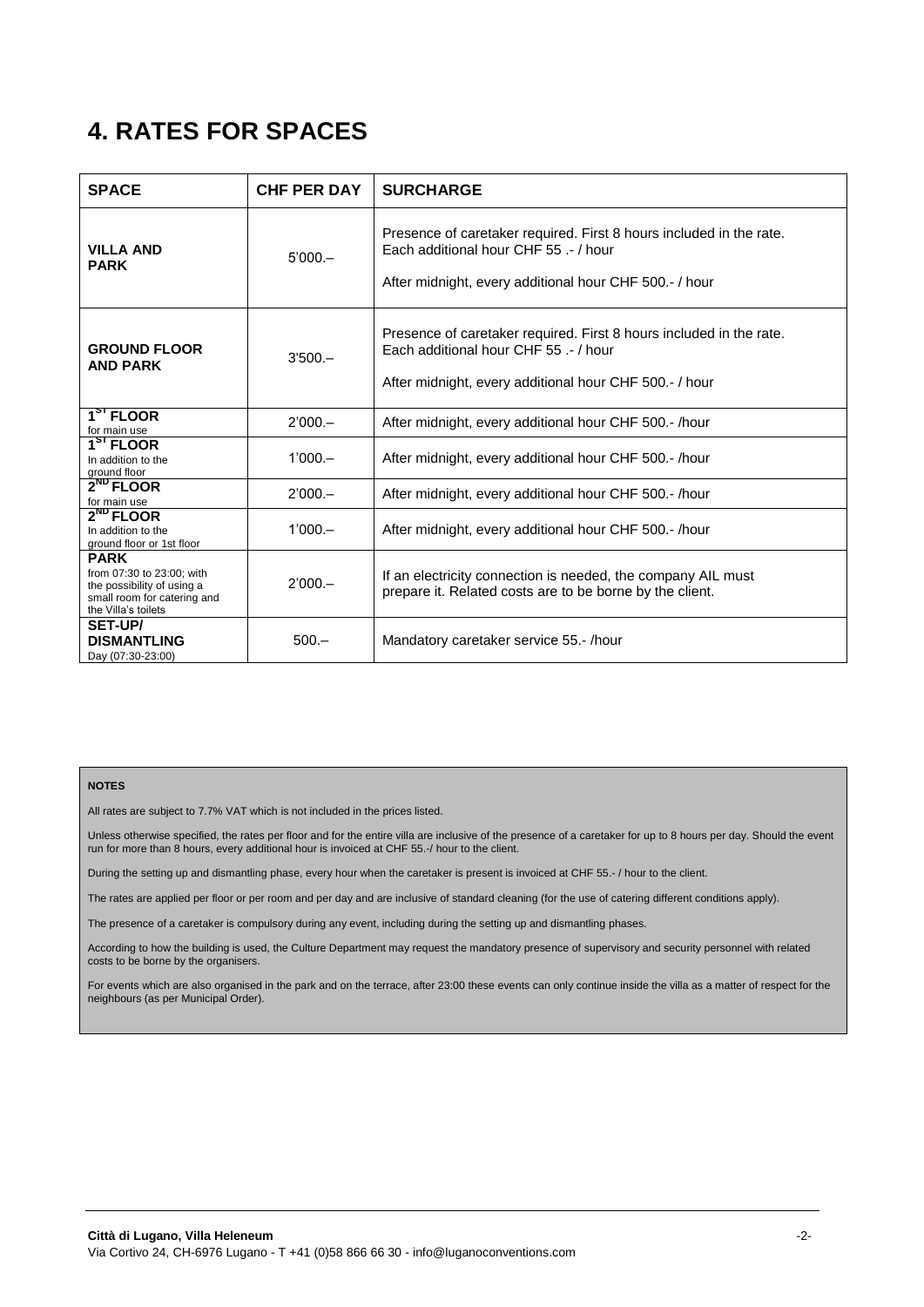# 4. RATES FOR SPACES

| SPACE | CHF PER DAY | SURCHARGE |
|---|---|---|
| **VILLA AND PARK** | 5'000.– | Presence of caretaker required. First 8 hours included in the rate. Each additional hour CHF 55 .- / hour<br><br>After midnight, every additional hour CHF 500.- / hour |
| **GROUND FLOOR AND PARK** | 3'500.– | Presence of caretaker required. First 8 hours included in the rate. Each additional hour CHF 55 .- / hour<br><br>After midnight, every additional hour CHF 500.- / hour |
| **1ST FLOOR**<br>for main use | 2'000.– | After midnight, every additional hour CHF 500.- /hour |
| **1ST FLOOR**<br>In addition to the ground floor | 1'000.– | After midnight, every additional hour CHF 500.- /hour |
| **2ND FLOOR**<br>for main use | 2'000.– | After midnight, every additional hour CHF 500.- /hour |
| **2ND FLOOR**<br>In addition to the ground floor or 1st floor | 1'000.– | After midnight, every additional hour CHF 500.- /hour |
| **PARK**<br>from 07:30 to 23:00; with the possibility of using a small room for catering and the Villa's toilets | 2'000.– | If an electricity connection is needed, the company AIL must prepare it. Related costs are to be borne by the client. |
| **SET-UP/ DISMANTLING**<br>Day (07:30-23:00) | 500.– | Mandatory caretaker service 55.- /hour |

**NOTES**

All rates are subject to 7.7% VAT which is not included in the prices listed.

Unless otherwise specified, the rates per floor and for the entire villa are inclusive of the presence of a caretaker for up to 8 hours per day. Should the event run for more than 8 hours, every additional hour is invoiced at CHF 55.-/ hour to the client.

During the setting up and dismantling phase, every hour when the caretaker is present is invoiced at CHF 55.- / hour to the client.

The rates are applied per floor or per room and per day and are inclusive of standard cleaning (for the use of catering different conditions apply).

The presence of a caretaker is compulsory during any event, including during the setting up and dismantling phases.

According to how the building is used, the Culture Department may request the mandatory presence of supervisory and security personnel with related costs to be borne by the organisers.

For events which are also organised in the park and on the terrace, after 23:00 these events can only continue inside the villa as a matter of respect for the neighbours (as per Municipal Order).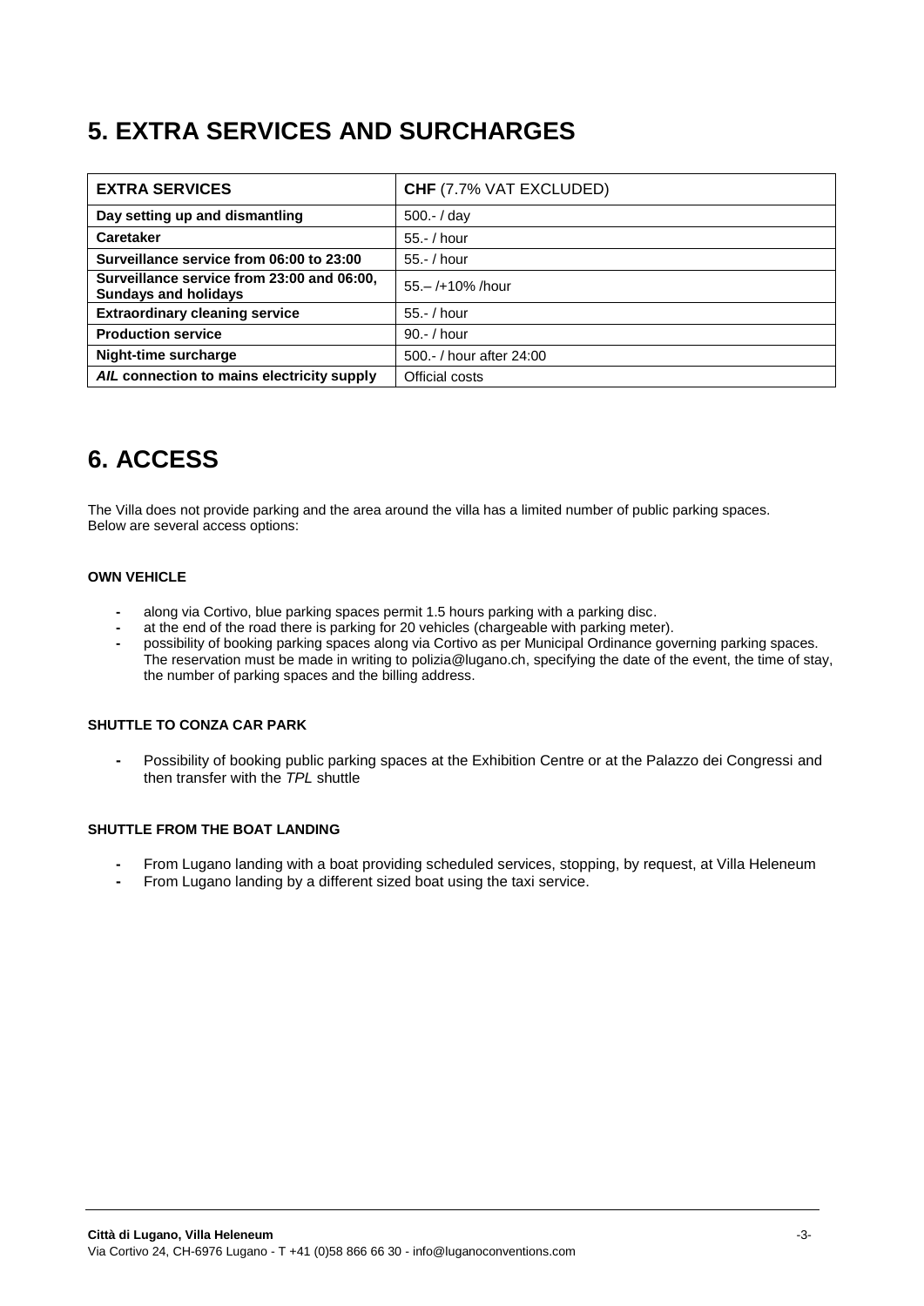## 5. EXTRA SERVICES AND SURCHARGES

| EXTRA SERVICES | **CHF** (7.7% VAT EXCLUDED) |
|---|---|
| **Day setting up and dismantling** | 500.- / day |
| **Caretaker** | 55.- / hour |
| **Surveillance service from 06:00 to 23:00** | 55.- / hour |
| **Surveillance service from 23:00 and 06:00, Sundays and holidays** | 55.– /+10% /hour |
| **Extraordinary cleaning service** | 55.- / hour |
| **Production service** | 90.- / hour |
| **Night-time surcharge** | 500.- / hour after 24:00 |
| ***AIL* connection to mains electricity supply** | Official costs |

## 6. ACCESS

The Villa does not provide parking and the area around the villa has a limited number of public parking spaces.
Below are several access options:

**OWN VEHICLE**

- along via Cortivo, blue parking spaces permit 1.5 hours parking with a parking disc.
- at the end of the road there is parking for 20 vehicles (chargeable with parking meter).
- possibility of booking parking spaces along via Cortivo as per Municipal Ordinance governing parking spaces. The reservation must be made in writing to polizia@lugano.ch, specifying the date of the event, the time of stay, the number of parking spaces and the billing address.

**SHUTTLE TO CONZA CAR PARK**

- Possibility of booking public parking spaces at the Exhibition Centre or at the Palazzo dei Congressi and then transfer with the *TPL* shuttle

**SHUTTLE FROM THE BOAT LANDING**

- From Lugano landing with a boat providing scheduled services, stopping, by request, at Villa Heleneum
- From Lugano landing by a different sized boat using the taxi service.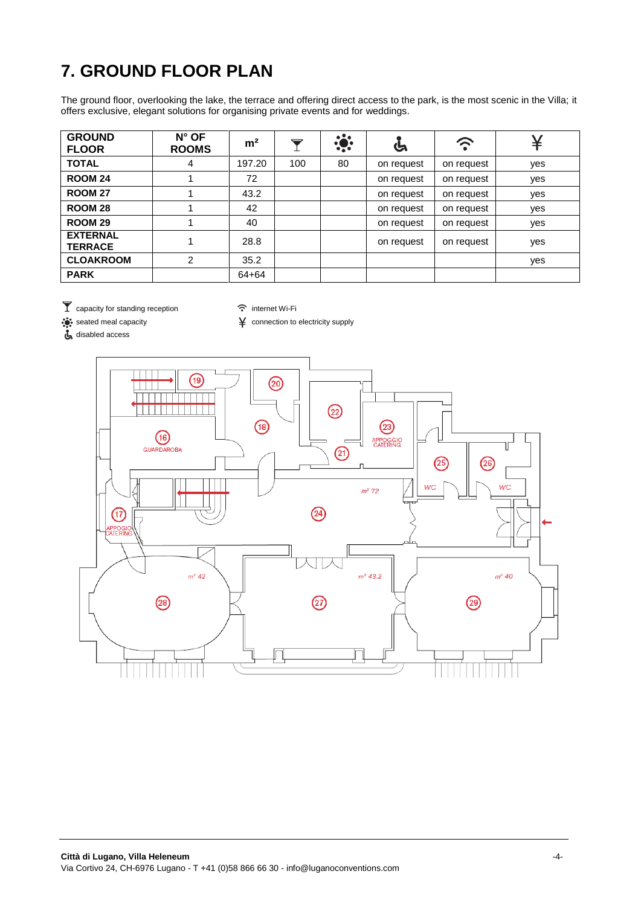# 7. GROUND FLOOR PLAN

The ground floor, overlooking the lake, the terrace and offering direct access to the park, is the most scenic in the Villa; it offers exclusive, elegant solutions for organising private events and for weddings.

| GROUND FLOOR | N° OF ROOMS | m² | 🍸 | ☀ | ♿ | Wi-Fi | ¥ |
|---|---|---|---|---|---|---|---|
| TOTAL | 4 | 197.20 | 100 | 80 | on request | on request | yes |
| ROOM 24 | 1 | 72 | | | on request | on request | yes |
| ROOM 27 | 1 | 43.2 | | | on request | on request | yes |
| ROOM 28 | 1 | 42 | | | on request | on request | yes |
| ROOM 29 | 1 | 40 | | | on request | on request | yes |
| EXTERNAL TERRACE | 1 | 28.8 | | | on request | on request | yes |
| CLOAKROOM | 2 | 35.2 | | | | | yes |
| PARK | | 64+64 | | | | | |

🍸 capacity for standing reception
☀ seated meal capacity
♿ disabled access
Wi-Fi internet Wi-Fi
¥ connection to electricity supply

19
20
16
GUARDAROBA
18
22
23
APPOGGIO CATERING
21
25
26
WC
WC
$m^2$ 72
17
APPOGIO CATERING
24
$m^2$ 42
$m^2$ 43.2
$m^2$ 40
28
27
29

**Città di Lugano, Villa Heleneum**
Via Cortivo 24, CH-6976 Lugano - T +41 (0)58 866 66 30 - info@luganoconventions.com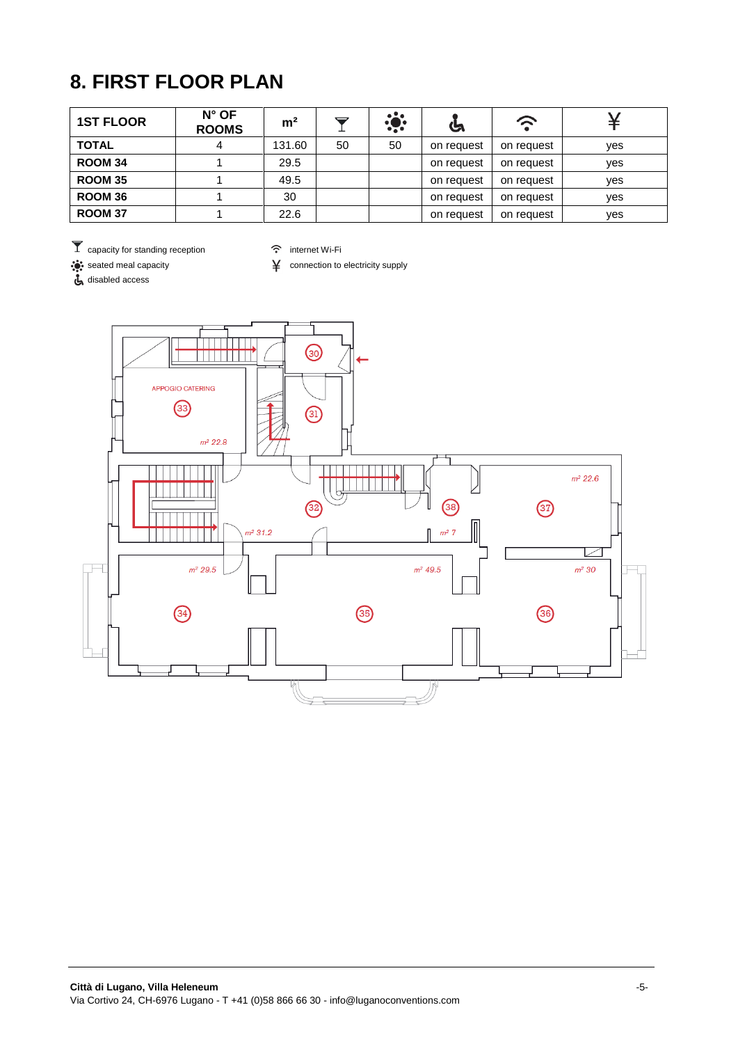# 8. FIRST FLOOR PLAN

| 1ST FLOOR | N° OF ROOMS | m² | capacity for standing reception | seated meal capacity | disabled access | internet Wi-Fi | connection to electricity supply |
|---|---|---|---|---|---|---|---|
| TOTAL | 4 | 131.60 | 50 | 50 | on request | on request | yes |
| ROOM 34 | 1 | 29.5 | | | on request | on request | yes |
| ROOM 35 | 1 | 49.5 | | | on request | on request | yes |
| ROOM 36 | 1 | 30 | | | on request | on request | yes |
| ROOM 37 | 1 | 22.6 | | | on request | on request | yes |

capacity for standing reception
seated meal capacity
disabled access
internet Wi-Fi
connection to electricity supply

APPOGIO CATERING

30
31
33
$m^2$ 22.8
32
$m^2$ 31.2
38
$m^2$ 7
37
$m^2$ 22.6
34
$m^2$ 29.5
35
$m^2$ 49.5
36
$m^2$ 30

**Città di Lugano, Villa Heleneum**
Via Cortivo 24, CH-6976 Lugano - T +41 (0)58 866 66 30 - info@luganoconventions.com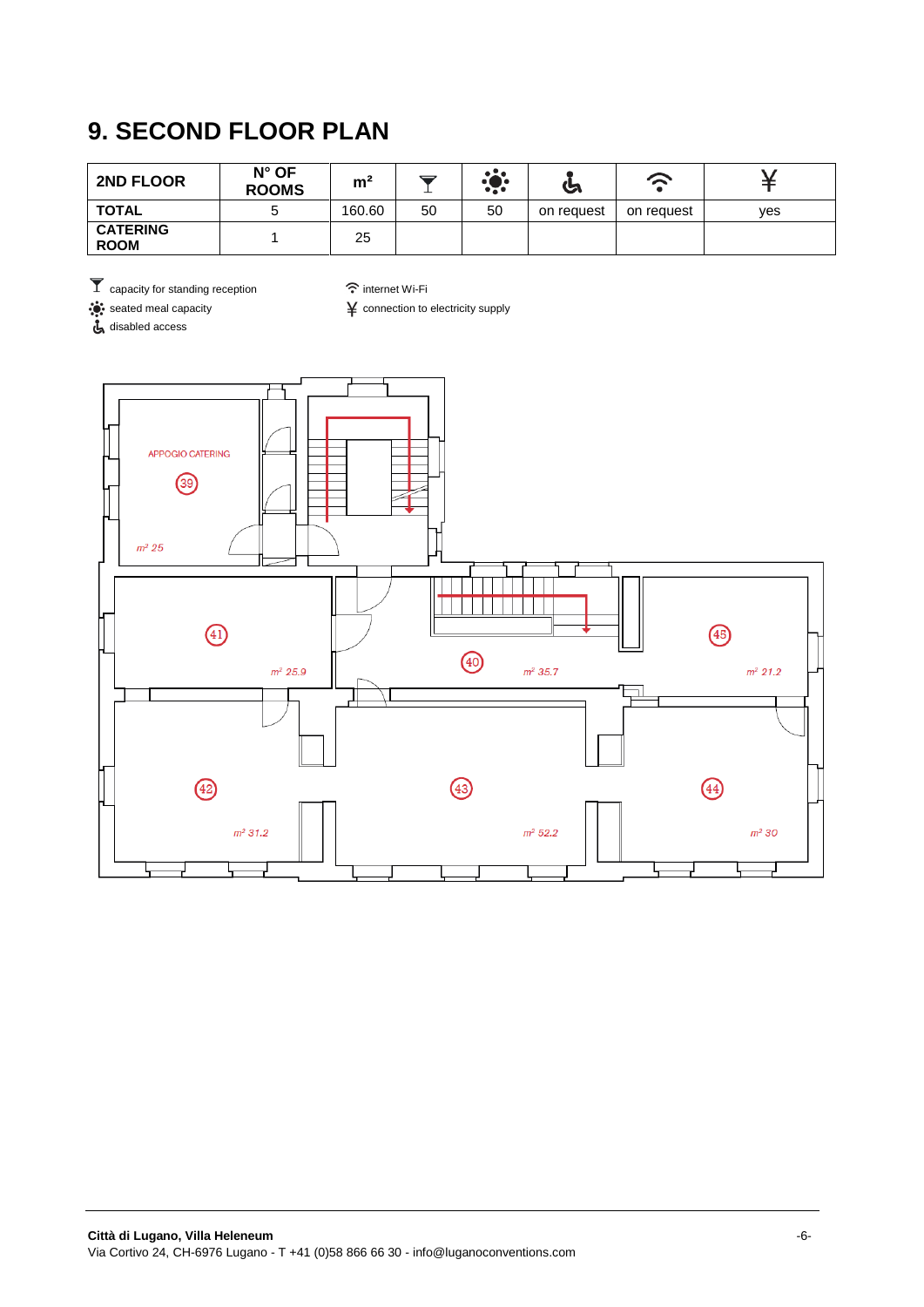# 9. SECOND FLOOR PLAN

| 2ND FLOOR | N° OF ROOMS | m² | capacity for standing reception | seated meal capacity | disabled access | internet Wi-Fi | connection to electricity supply |
|---|---|---|---|---|---|---|---|
| TOTAL | 5 | 160.60 | 50 | 50 | on request | on request | yes |
| CATERING ROOM | 1 | 25 | | | | | |

capacity for standing reception
seated meal capacity
disabled access
internet Wi-Fi
connection to electricity supply

APPOGIO CATERING
39
m² 25
41
m² 25.9
40
m² 35.7
45
m² 21.2
42
m² 31.2
43
m² 52.2
44
m² 30

**Città di Lugano, Villa Heleneum**
Via Cortivo 24, CH-6976 Lugano - T +41 (0)58 866 66 30 - info@luganoconventions.com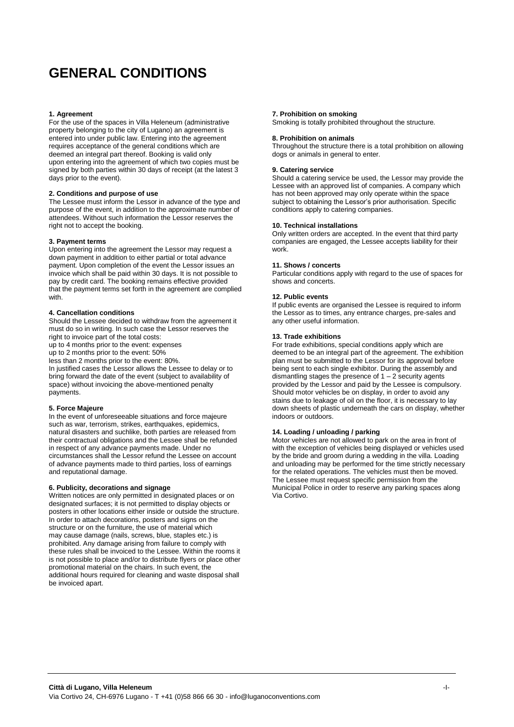# GENERAL CONDITIONS

**1. Agreement**

For the use of the spaces in Villa Heleneum (administrative property belonging to the city of Lugano) an agreement is entered into under public law. Entering into the agreement requires acceptance of the general conditions which are deemed an integral part thereof. Booking is valid only upon entering into the agreement of which two copies must be signed by both parties within 30 days of receipt (at the latest 3 days prior to the event).

**2. Conditions and purpose of use**

The Lessee must inform the Lessor in advance of the type and purpose of the event, in addition to the approximate number of attendees. Without such information the Lessor reserves the right not to accept the booking.

**3. Payment terms**

Upon entering into the agreement the Lessor may request a down payment in addition to either partial or total advance payment. Upon completion of the event the Lessor issues an invoice which shall be paid within 30 days. It is not possible to pay by credit card. The booking remains effective provided that the payment terms set forth in the agreement are complied with.

**4. Cancellation conditions**

Should the Lessee decided to withdraw from the agreement it must do so in writing. In such case the Lessor reserves the right to invoice part of the total costs:
up to 4 months prior to the event: expenses
up to 2 months prior to the event: 50%
less than 2 months prior to the event: 80%.
In justified cases the Lessor allows the Lessee to delay or to bring forward the date of the event (subject to availability of space) without invoicing the above-mentioned penalty payments.

**5. Force Majeure**

In the event of unforeseeable situations and force majeure such as war, terrorism, strikes, earthquakes, epidemics, natural disasters and suchlike, both parties are released from their contractual obligations and the Lessee shall be refunded in respect of any advance payments made. Under no circumstances shall the Lessor refund the Lessee on account of advance payments made to third parties, loss of earnings and reputational damage.

**6. Publicity, decorations and signage**

Written notices are only permitted in designated places or on designated surfaces; it is not permitted to display objects or posters in other locations either inside or outside the structure. In order to attach decorations, posters and signs on the structure or on the furniture, the use of material which may cause damage (nails, screws, blue, staples etc.) is prohibited. Any damage arising from failure to comply with these rules shall be invoiced to the Lessee. Within the rooms it is not possible to place and/or to distribute flyers or place other promotional material on the chairs. In such event, the additional hours required for cleaning and waste disposal shall be invoiced apart.

**7. Prohibition on smoking**

Smoking is totally prohibited throughout the structure.

**8. Prohibition on animals**

Throughout the structure there is a total prohibition on allowing dogs or animals in general to enter.

**9. Catering service**

Should a catering service be used, the Lessor may provide the Lessee with an approved list of companies. A company which has not been approved may only operate within the space subject to obtaining the Lessor's prior authorisation. Specific conditions apply to catering companies.

**10. Technical installations**

Only written orders are accepted. In the event that third party companies are engaged, the Lessee accepts liability for their work.

**11. Shows / concerts**

Particular conditions apply with regard to the use of spaces for shows and concerts.

**12. Public events**

If public events are organised the Lessee is required to inform the Lessor as to times, any entrance charges, pre-sales and any other useful information.

**13. Trade exhibitions**

For trade exhibitions, special conditions apply which are deemed to be an integral part of the agreement. The exhibition plan must be submitted to the Lessor for its approval before being sent to each single exhibitor. During the assembly and dismantling stages the presence of 1 – 2 security agents provided by the Lessor and paid by the Lessee is compulsory. Should motor vehicles be on display, in order to avoid any stains due to leakage of oil on the floor, it is necessary to lay down sheets of plastic underneath the cars on display, whether indoors or outdoors.

**14. Loading / unloading / parking**

Motor vehicles are not allowed to park on the area in front of with the exception of vehicles being displayed or vehicles used by the bride and groom during a wedding in the villa. Loading and unloading may be performed for the time strictly necessary for the related operations. The vehicles must then be moved. The Lessee must request specific permission from the Municipal Police in order to reserve any parking spaces along Via Cortivo.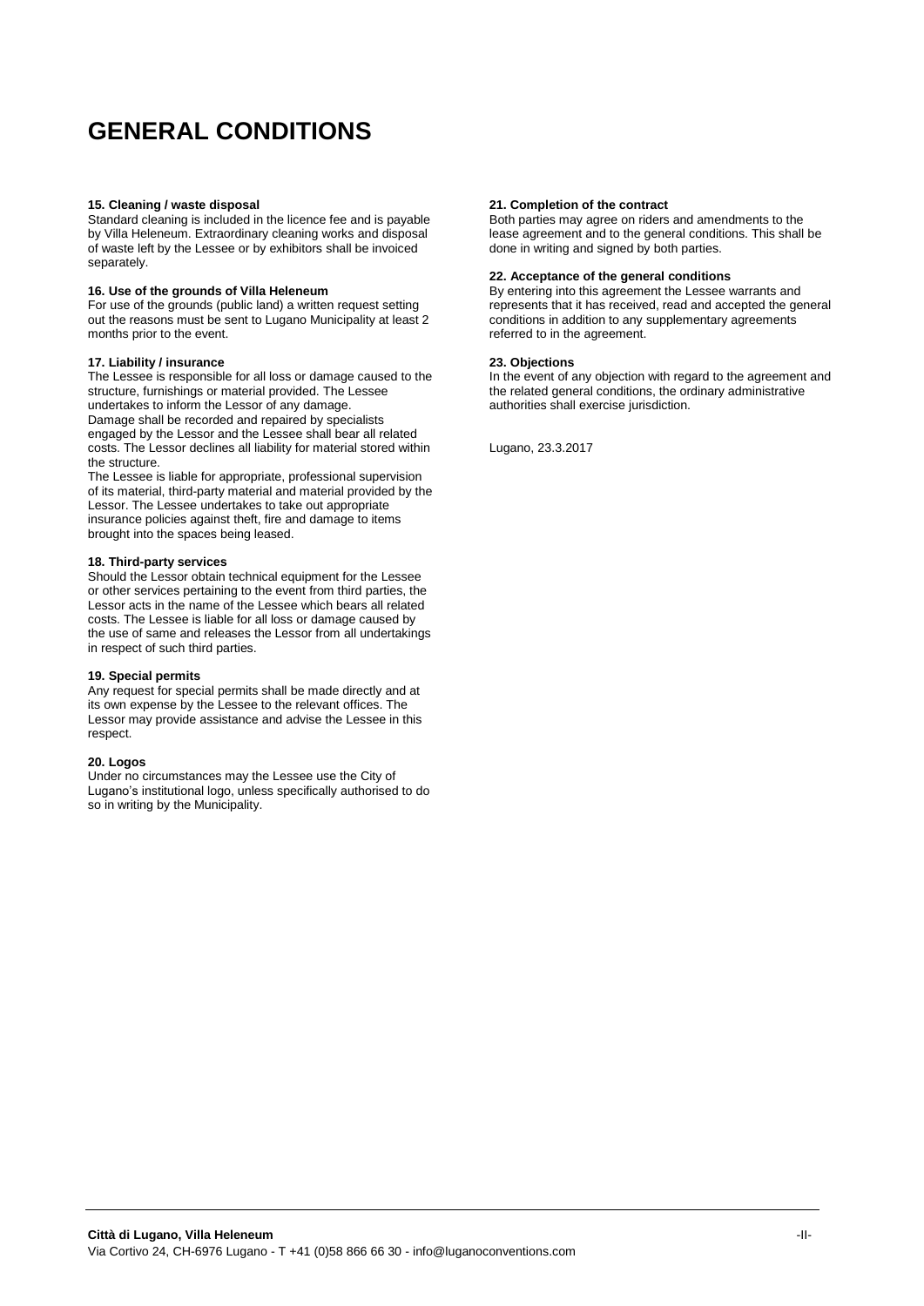# GENERAL CONDITIONS

**15. Cleaning / waste disposal**
Standard cleaning is included in the licence fee and is payable by Villa Heleneum. Extraordinary cleaning works and disposal of waste left by the Lessee or by exhibitors shall be invoiced separately.

**16. Use of the grounds of Villa Heleneum**
For use of the grounds (public land) a written request setting out the reasons must be sent to Lugano Municipality at least 2 months prior to the event.

**17. Liability / insurance**
The Lessee is responsible for all loss or damage caused to the structure, furnishings or material provided. The Lessee undertakes to inform the Lessor of any damage.
Damage shall be recorded and repaired by specialists engaged by the Lessor and the Lessee shall bear all related costs. The Lessor declines all liability for material stored within the structure.
The Lessee is liable for appropriate, professional supervision of its material, third-party material and material provided by the Lessor. The Lessee undertakes to take out appropriate insurance policies against theft, fire and damage to items brought into the spaces being leased.

**18. Third-party services**
Should the Lessor obtain technical equipment for the Lessee or other services pertaining to the event from third parties, the Lessor acts in the name of the Lessee which bears all related costs. The Lessee is liable for all loss or damage caused by the use of same and releases the Lessor from all undertakings in respect of such third parties.

**19. Special permits**
Any request for special permits shall be made directly and at its own expense by the Lessee to the relevant offices. The Lessor may provide assistance and advise the Lessee in this respect.

**20. Logos**
Under no circumstances may the Lessee use the City of Lugano's institutional logo, unless specifically authorised to do so in writing by the Municipality.

**21. Completion of the contract**
Both parties may agree on riders and amendments to the lease agreement and to the general conditions. This shall be done in writing and signed by both parties.

**22. Acceptance of the general conditions**
By entering into this agreement the Lessee warrants and represents that it has received, read and accepted the general conditions in addition to any supplementary agreements referred to in the agreement.

**23. Objections**
In the event of any objection with regard to the agreement and the related general conditions, the ordinary administrative authorities shall exercise jurisdiction.

Lugano, 23.3.2017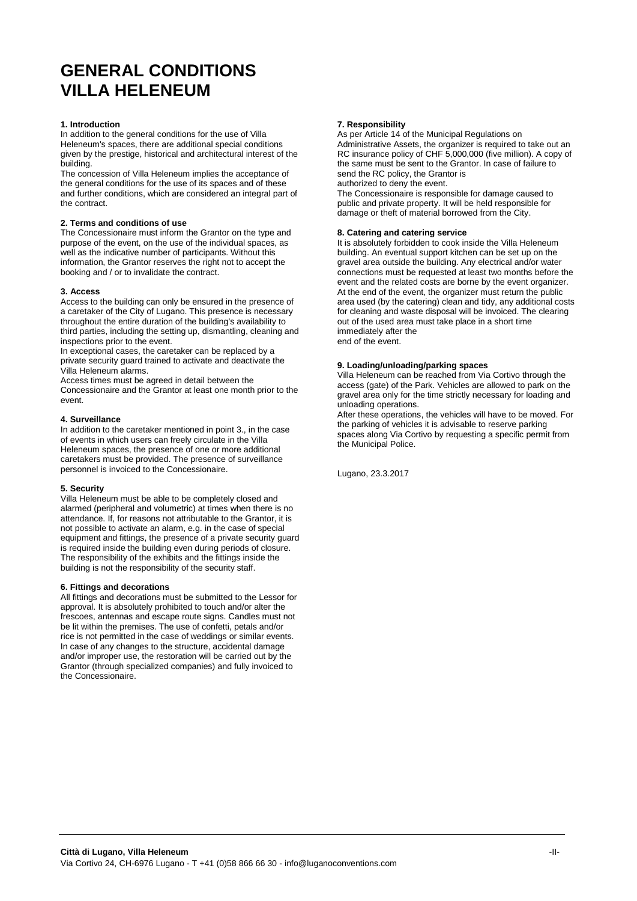# GENERAL CONDITIONS
# VILLA HELENEUM

### 1. Introduction

In addition to the general conditions for the use of Villa Heleneum's spaces, there are additional special conditions given by the prestige, historical and architectural interest of the building.

The concession of Villa Heleneum implies the acceptance of the general conditions for the use of its spaces and of these and further conditions, which are considered an integral part of the contract.

### 2. Terms and conditions of use

The Concessionaire must inform the Grantor on the type and purpose of the event, on the use of the individual spaces, as well as the indicative number of participants. Without this information, the Grantor reserves the right not to accept the booking and / or to invalidate the contract.

### 3. Access

Access to the building can only be ensured in the presence of a caretaker of the City of Lugano. This presence is necessary throughout the entire duration of the building's availability to third parties, including the setting up, dismantling, cleaning and inspections prior to the event.

In exceptional cases, the caretaker can be replaced by a private security guard trained to activate and deactivate the Villa Heleneum alarms.

Access times must be agreed in detail between the Concessionaire and the Grantor at least one month prior to the event.

### 4. Surveillance

In addition to the caretaker mentioned in point 3., in the case of events in which users can freely circulate in the Villa Heleneum spaces, the presence of one or more additional caretakers must be provided. The presence of surveillance personnel is invoiced to the Concessionaire.

### 5. Security

Villa Heleneum must be able to be completely closed and alarmed (peripheral and volumetric) at times when there is no attendance. If, for reasons not attributable to the Grantor, it is not possible to activate an alarm, e.g. in the case of special equipment and fittings, the presence of a private security guard is required inside the building even during periods of closure. The responsibility of the exhibits and the fittings inside the building is not the responsibility of the security staff.

### 6. Fittings and decorations

All fittings and decorations must be submitted to the Lessor for approval. It is absolutely prohibited to touch and/or alter the frescoes, antennas and escape route signs. Candles must not be lit within the premises. The use of confetti, petals and/or rice is not permitted in the case of weddings or similar events. In case of any changes to the structure, accidental damage and/or improper use, the restoration will be carried out by the Grantor (through specialized companies) and fully invoiced to the Concessionaire.

### 7. Responsibility

As per Article 14 of the Municipal Regulations on Administrative Assets, the organizer is required to take out an RC insurance policy of CHF 5,000,000 (five million). A copy of the same must be sent to the Grantor. In case of failure to send the RC policy, the Grantor is authorized to deny the event.

The Concessionaire is responsible for damage caused to public and private property. It will be held responsible for damage or theft of material borrowed from the City.

### 8. Catering and catering service

It is absolutely forbidden to cook inside the Villa Heleneum building. An eventual support kitchen can be set up on the gravel area outside the building. Any electrical and/or water connections must be requested at least two months before the event and the related costs are borne by the event organizer. At the end of the event, the organizer must return the public area used (by the catering) clean and tidy, any additional costs for cleaning and waste disposal will be invoiced. The clearing out of the used area must take place in a short time immediately after the end of the event.

### 9. Loading/unloading/parking spaces

Villa Heleneum can be reached from Via Cortivo through the access (gate) of the Park. Vehicles are allowed to park on the gravel area only for the time strictly necessary for loading and unloading operations.

After these operations, the vehicles will have to be moved. For the parking of vehicles it is advisable to reserve parking spaces along Via Cortivo by requesting a specific permit from the Municipal Police.

Lugano, 23.3.2017